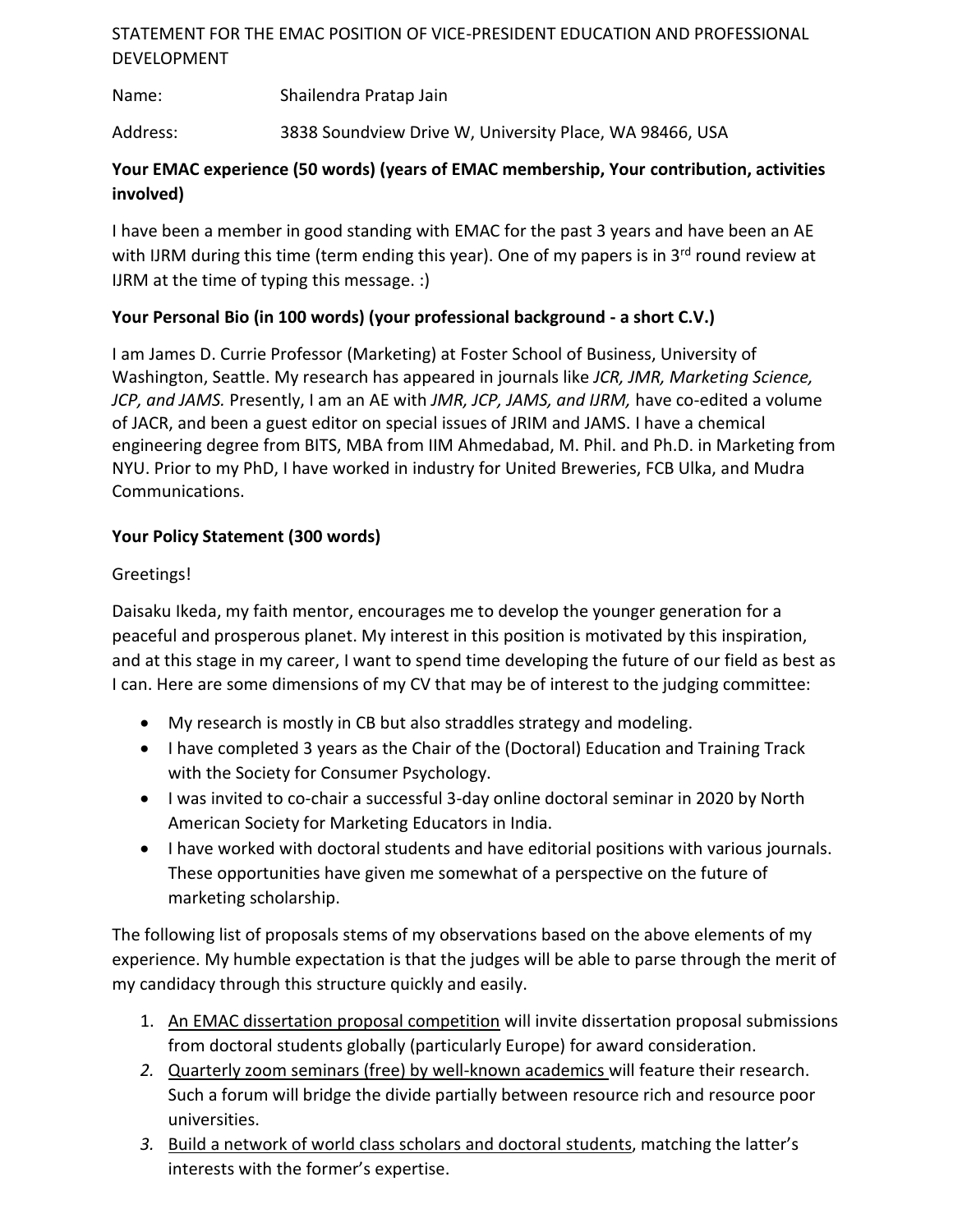STATEMENT FOR THE EMAC POSITION OF VICE-PRESIDENT EDUCATION AND PROFESSIONAL DEVELOPMENT

Name: Shailendra Pratap Jain

Address: 3838 Soundview Drive W, University Place, WA 98466, USA

**Your EMAC experience (50 words) (years of EMAC membership, Your contribution, activities involved)**

I have been a member in good standing with EMAC for the past 3 years and have been an AE with IJRM during this time (term ending this year). One of my papers is in 3rd round review at IJRM at the time of typing this message. :)

**Your Personal Bio (in 100 words) (your professional background - a short C.V.)**

I am James D. Currie Professor (Marketing) at Foster School of Business, University of Washington, Seattle. My research has appeared in journals like *JCR, JMR, Marketing Science, JCP, and JAMS.* Presently, I am an AE with *JMR, JCP, JAMS, and IJRM,* have co-edited a volume of JACR, and been a guest editor on special issues of JRIM and JAMS. I have a chemical engineering degree from BITS, MBA from IIM Ahmedabad, M. Phil. and Ph.D. in Marketing from NYU. Prior to my PhD, I have worked in industry for United Breweries, FCB Ulka, and Mudra Communications.

**Your Policy Statement (300 words)**

Greetings!

Daisaku Ikeda, my faith mentor, encourages me to develop the younger generation for a peaceful and prosperous planet. My interest in this position is motivated by this inspiration, and at this stage in my career, I want to spend time developing the future of our field as best as I can. Here are some dimensions of my CV that may be of interest to the judging committee:

- My research is mostly in CB but also straddles strategy and modeling.
- I have completed 3 years as the Chair of the (Doctoral) Education and Training Track with the Society for Consumer Psychology.
- I was invited to co-chair a successful 3-day online doctoral seminar in 2020 by North American Society for Marketing Educators in India.
- I have worked with doctoral students and have editorial positions with various journals. These opportunities have given me somewhat of a perspective on the future of marketing scholarship.

The following list of proposals stems of my observations based on the above elements of my experience. My humble expectation is that the judges will be able to parse through the merit of my candidacy through this structure quickly and easily.

1. <u>An EMAC dissertation proposal competition</u> will invite dissertation proposal submissions from doctoral students globally (particularly Europe) for award consideration.
2. <u>Quarterly zoom seminars (free) by well-known academics</u> will feature their research. Such a forum will bridge the divide partially between resource rich and resource poor universities.
3. <u>Build a network of world class scholars and doctoral students</u>, matching the latter's interests with the former's expertise.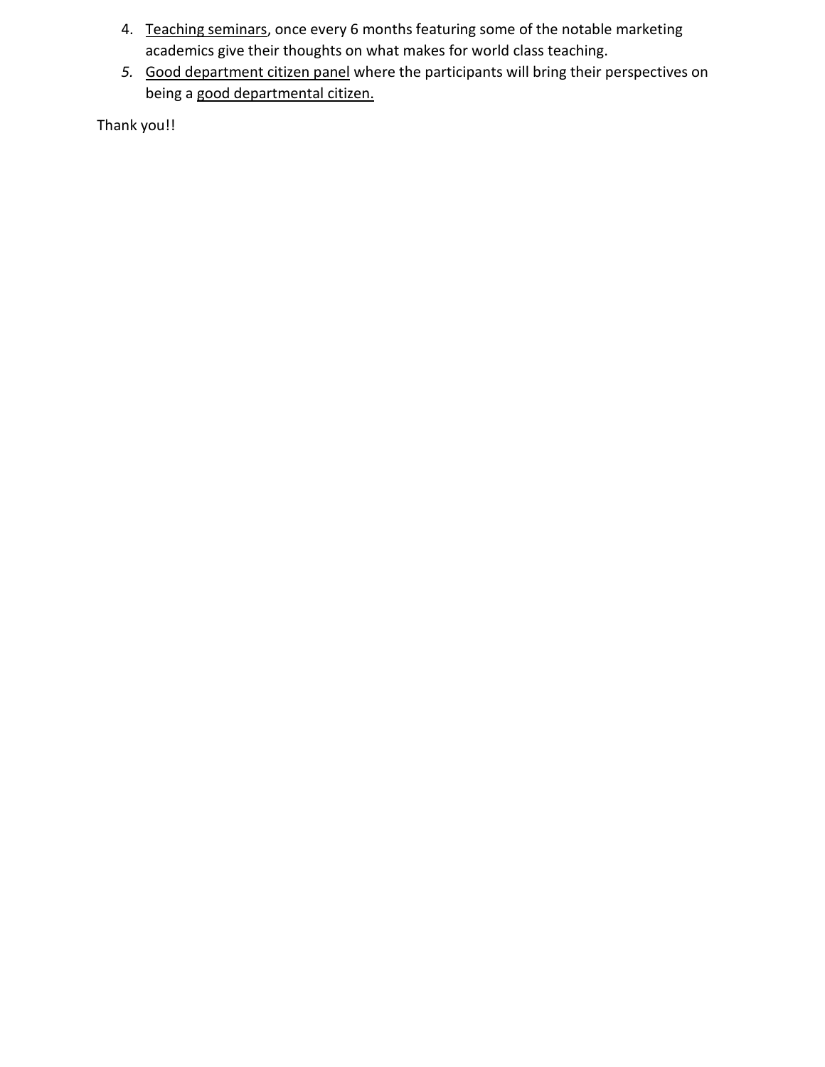4. <u>Teaching seminars</u>, once every 6 months featuring some of the notable marketing academics give their thoughts on what makes for world class teaching.
5. <u>Good department citizen panel</u> where the participants will bring their perspectives on being a <u>good departmental citizen.</u>

Thank you!!